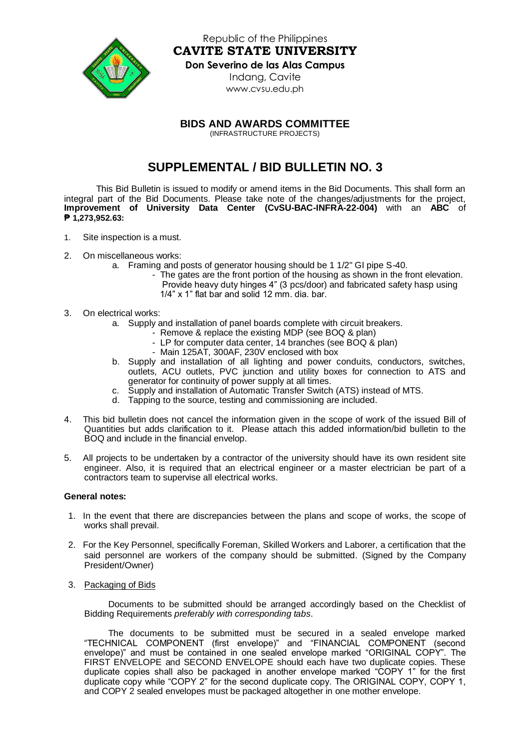Republic of the Philippines
**CAVITE STATE UNIVERSITY**
**Don Severino de las Alas Campus**
Indang, Cavite
www.cvsu.edu.ph

**BIDS AND AWARDS COMMITTEE**
(INFRASTRUCTURE PROJECTS)

# SUPPLEMENTAL / BID BULLETIN NO. 3

This Bid Bulletin is issued to modify or amend items in the Bid Documents. This shall form an integral part of the Bid Documents. Please take note of the changes/adjustments for the project, **Improvement of University Data Center (CvSU-BAC-INFRA-22-004)** with an **ABC** of **₱ 1,273,952.63:**

1. Site inspection is a must.

2. On miscellaneous works:
   a. Framing and posts of generator housing should be 1 1/2" GI pipe S-40.
      - The gates are the front portion of the housing as shown in the front elevation. Provide heavy duty hinges 4" (3 pcs/door) and fabricated safety hasp using 1/4" x 1" flat bar and solid 12 mm. dia. bar.

3. On electrical works:
   a. Supply and installation of panel boards complete with circuit breakers.
      - Remove & replace the existing MDP (see BOQ & plan)
      - LP for computer data center, 14 branches (see BOQ & plan)
      - Main 125AT, 300AF, 230V enclosed with box
   b. Supply and installation of all lighting and power conduits, conductors, switches, outlets, ACU outlets, PVC junction and utility boxes for connection to ATS and generator for continuity of power supply at all times.
   c. Supply and installation of Automatic Transfer Switch (ATS) instead of MTS.
   d. Tapping to the source, testing and commissioning are included.

4. This bid bulletin does not cancel the information given in the scope of work of the issued Bill of Quantities but adds clarification to it. Please attach this added information/bid bulletin to the BOQ and include in the financial envelop.

5. All projects to be undertaken by a contractor of the university should have its own resident site engineer. Also, it is required that an electrical engineer or a master electrician be part of a contractors team to supervise all electrical works.

**General notes:**

1. In the event that there are discrepancies between the plans and scope of works, the scope of works shall prevail.

2. For the Key Personnel, specifically Foreman, Skilled Workers and Laborer, a certification that the said personnel are workers of the company should be submitted. (Signed by the Company President/Owner)

3. Packaging of Bids

   Documents to be submitted should be arranged accordingly based on the Checklist of Bidding Requirements *preferably with corresponding tabs*.

   The documents to be submitted must be secured in a sealed envelope marked "TECHNICAL COMPONENT (first envelope)" and "FINANCIAL COMPONENT (second envelope)" and must be contained in one sealed envelope marked "ORIGINAL COPY". The FIRST ENVELOPE and SECOND ENVELOPE should each have two duplicate copies. These duplicate copies shall also be packaged in another envelope marked "COPY 1" for the first duplicate copy while "COPY 2" for the second duplicate copy. The ORIGINAL COPY, COPY 1, and COPY 2 sealed envelopes must be packaged altogether in one mother envelope.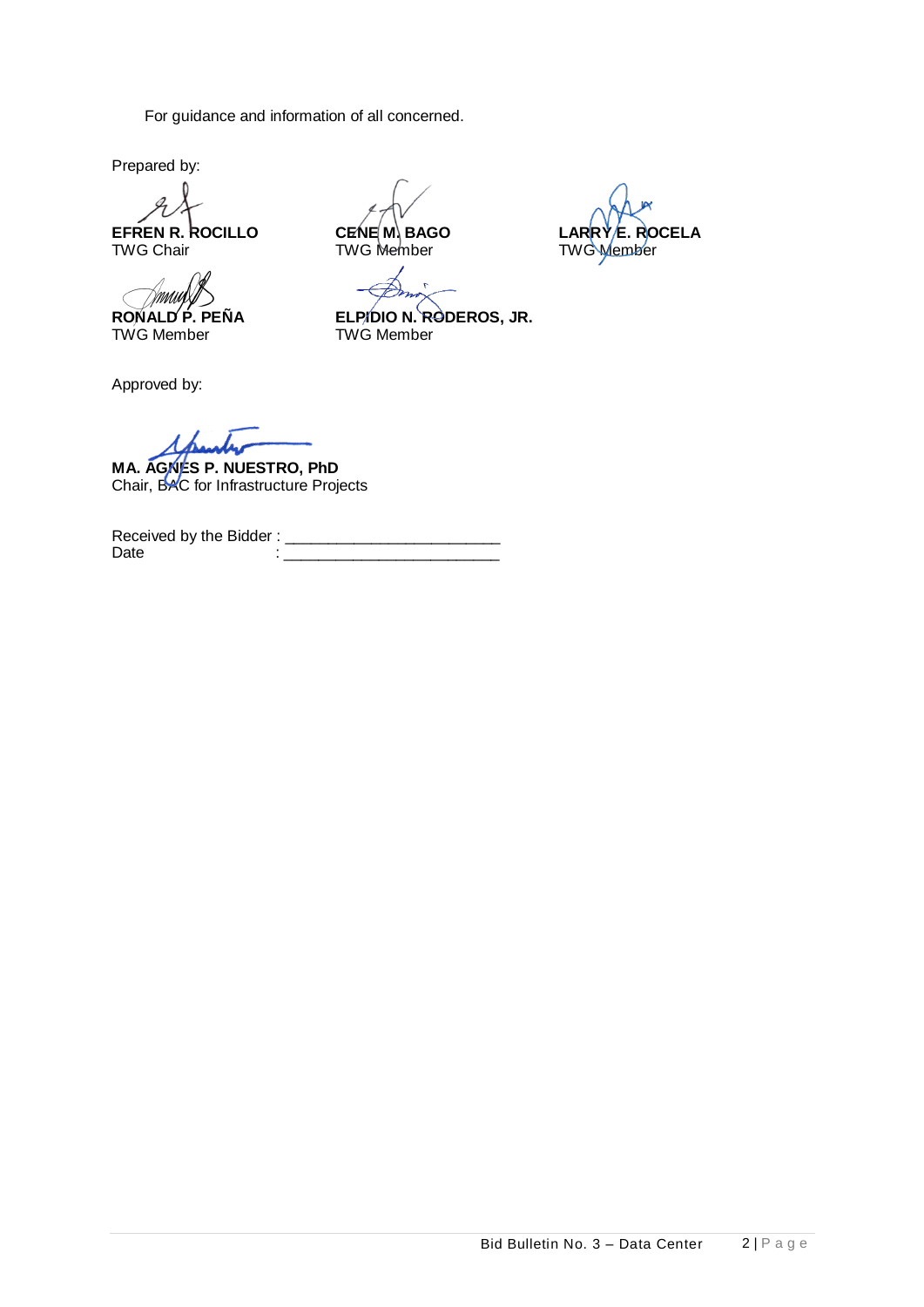For guidance and information of all concerned.

Prepared by:

**EFREN R. ROCILLO**
TWG Chair

**CENE M. BAGO**
TWG Member

**LARRY E. ROCELA**
TWG Member

**RONALD P. PEÑA**
TWG Member

**ELPIDIO N. RODEROS, JR.**
TWG Member

Approved by:

**MA. AGNES P. NUESTRO, PhD**
Chair, BAC for Infrastructure Projects

Received by the Bidder : _________________________
Date : _________________________